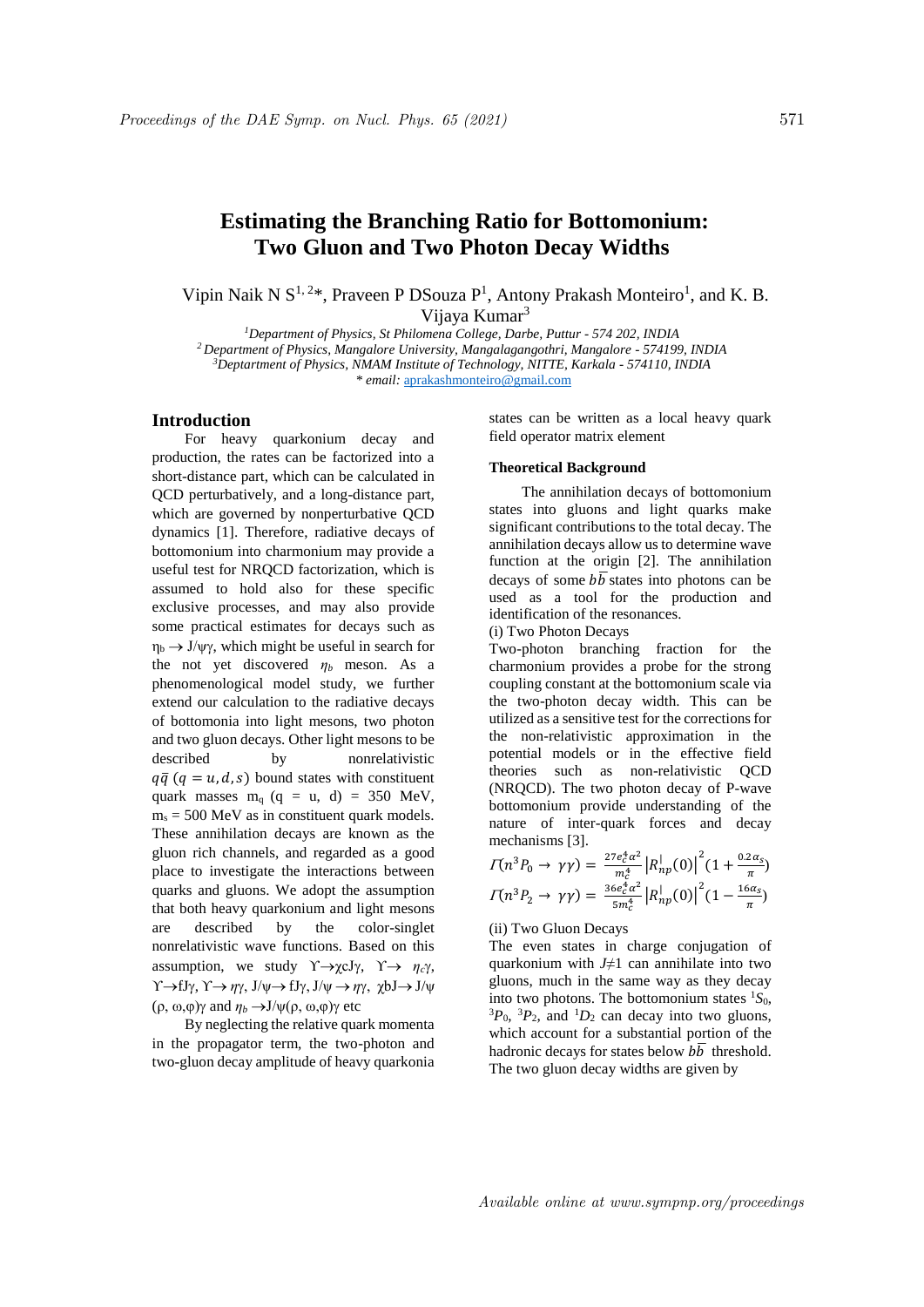# Estimating the Branching Ratio for Bottomonium: Two Gluon and Two Photon Decay Widths

Vipin Naik N S[1, 2]*, Praveen P DSouza P[1], Antony Prakash Monteiro[1], and K. B. Vijaya Kumar[3]

[1]*Department of Physics, St Philomena College, Darbe, Puttur - 574 202, INDIA*
[2]*Department of Physics, Mangalore University, Mangalagangothri, Mangalore - 574199, INDIA*
[3]*Deptartment of Physics, NMAM Institute of Technology, NITTE, Karkala - 574110, INDIA*
*\* email:* aprakashmonteiro@gmail.com

## Introduction

For heavy quarkonium decay and production, the rates can be factorized into a short-distance part, which can be calculated in QCD perturbatively, and a long-distance part, which are governed by nonperturbative QCD dynamics [1]. Therefore, radiative decays of bottomonium into charmonium may provide a useful test for NRQCD factorization, which is assumed to hold also for these specific exclusive processes, and may also provide some practical estimates for decays such as $\eta_b \to J/\psi\gamma$, which might be useful in search for the not yet discovered $\eta_b$ meson. As a phenomenological model study, we further extend our calculation to the radiative decays of bottomonia into light mesons, two photon and two gluon decays. Other light mesons to be described by nonrelativistic $q\bar{q}$ $(q = u, d, s)$ bound states with constituent quark masses $m_q$ (q = u, d) = 350 MeV, $m_s$ = 500 MeV as in constituent quark models. These annihilation decays are known as the gluon rich channels, and regarded as a good place to investigate the interactions between quarks and gluons. We adopt the assumption that both heavy quarkonium and light mesons are described by the color-singlet nonrelativistic wave functions. Based on this assumption, we study $\Upsilon \to \chi cJ\gamma$, $\Upsilon \to \eta_c\gamma$, $\Upsilon \to fJ\gamma$, $\Upsilon \to \eta\gamma$, $J/\psi \to fJ\gamma$, $J/\psi \to \eta\gamma$, $\chi bJ \to J/\psi$ $(\rho, \omega, \varphi)\gamma$ and $\eta_b \to J/\psi(\rho, \omega, \varphi)\gamma$ etc

By neglecting the relative quark momenta in the propagator term, the two-photon and two-gluon decay amplitude of heavy quarkonia states can be written as a local heavy quark field operator matrix element

### Theoretical Background

The annihilation decays of bottomonium states into gluons and light quarks make significant contributions to the total decay. The annihilation decays allow us to determine wave function at the origin [2]. The annihilation decays of some $b\bar{b}$ states into photons can be used as a tool for the production and identification of the resonances.

(i) Two Photon Decays

Two-photon branching fraction for the charmonium provides a probe for the strong coupling constant at the bottomonium scale via the two-photon decay width. This can be utilized as a sensitive test for the corrections for the non-relativistic approximation in the potential models or in the effective field theories such as non-relativistic QCD (NRQCD). The two photon decay of P-wave bottomonium provide understanding of the nature of inter-quark forces and decay mechanisms [3].

$$\Gamma(n^3P_0 \to \gamma\gamma) = \frac{27e_c^4\alpha^2}{m_c^4}\left|R_{np}^{|}(0)\right|^2\left(1 + \frac{0.2\alpha_s}{\pi}\right)$$

$$\Gamma(n^3P_2 \to \gamma\gamma) = \frac{36e_c^4\alpha^2}{5m_c^4}\left|R_{np}^{|}(0)\right|^2\left(1 - \frac{16\alpha_s}{\pi}\right)$$

(ii) Two Gluon Decays

The even states in charge conjugation of quarkonium with $J\neq1$ can annihilate into two gluons, much in the same way as they decay into two photons. The bottomonium states $^1S_0$, $^3P_0$, $^3P_2$, and $^1D_2$ can decay into two gluons, which account for a substantial portion of the hadronic decays for states below $b\bar{b}$ threshold. The two gluon decay widths are given by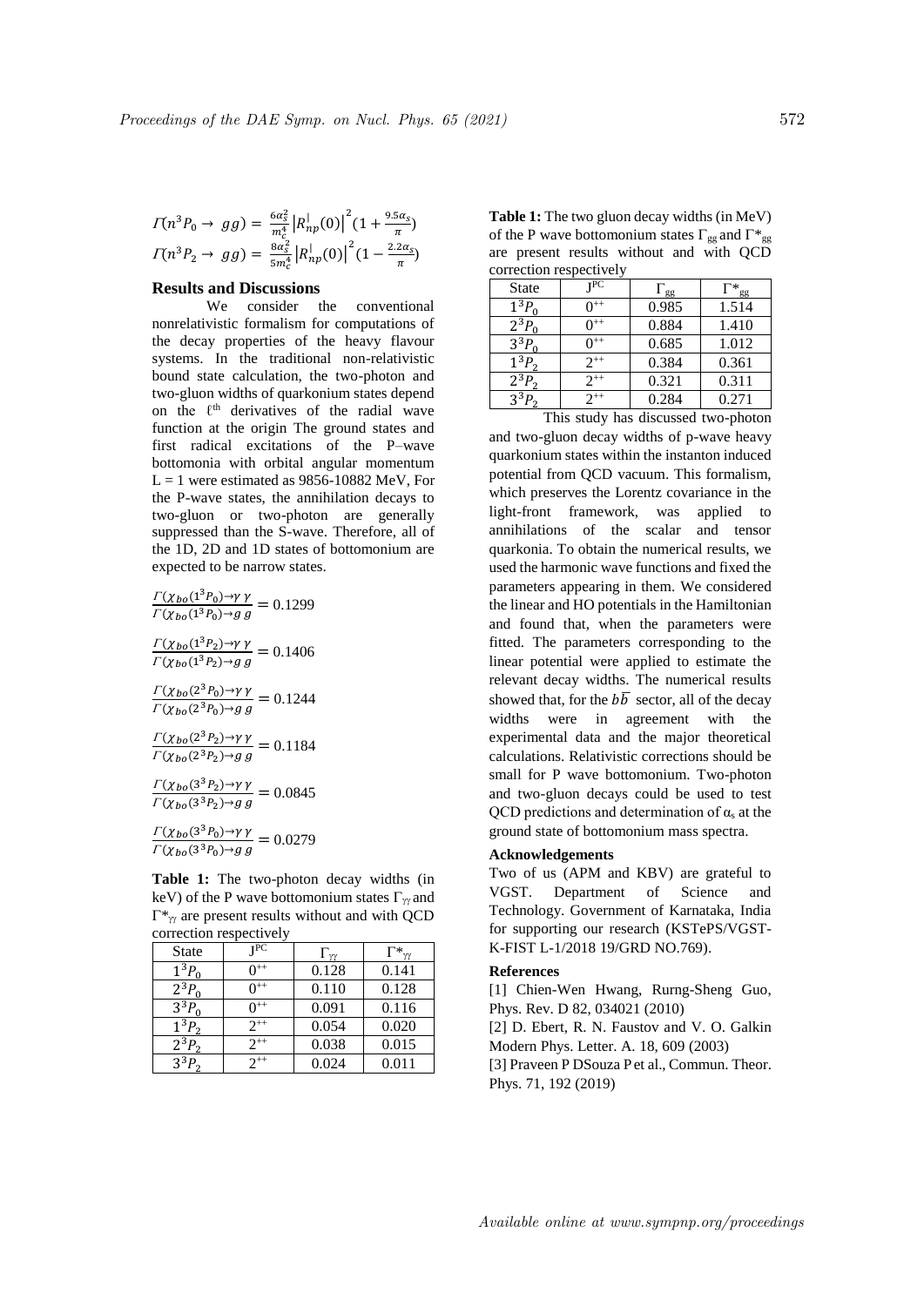$$\Gamma(n^3P_0 \to gg) = \frac{6\alpha_s^2}{m_c^4}\left|R_{np}^{|}(0)\right|^2\left(1+\frac{9.5\alpha_s}{\pi}\right)$$

$$\Gamma(n^3P_2 \to gg) = \frac{8\alpha_s^2}{5m_c^4}\left|R_{np}^{|}(0)\right|^2\left(1-\frac{2.2\alpha_s}{\pi}\right)$$

## Results and Discussions

We consider the conventional nonrelativistic formalism for computations of the decay properties of the heavy flavour systems. In the traditional non-relativistic bound state calculation, the two-photon and two-gluon widths of quarkonium states depend on the $\ell^{th}$ derivatives of the radial wave function at the origin The ground states and first radical excitations of the P–wave bottomonia with orbital angular momentum L = 1 were estimated as 9856-10882 MeV, For the P-wave states, the annihilation decays to two-gluon or two-photon are generally suppressed than the S-wave. Therefore, all of the 1D, 2D and 1D states of bottomonium are expected to be narrow states.

$$\frac{\Gamma(\chi_{bo}(1^3P_0)\to\gamma\,\gamma}{\Gamma(\chi_{bo}(1^3P_0)\to g\,g} = 0.1299$$

$$\frac{\Gamma(\chi_{bo}(1^3P_2)\to\gamma\,\gamma}{\Gamma(\chi_{bo}(1^3P_2)\to g\,g} = 0.1406$$

$$\frac{\Gamma(\chi_{bo}(2^3P_0)\to\gamma\,\gamma}{\Gamma(\chi_{bo}(2^3P_0)\to g\,g} = 0.1244$$

$$\frac{\Gamma(\chi_{bo}(2^3P_2)\to\gamma\,\gamma}{\Gamma(\chi_{bo}(2^3P_2)\to g\,g} = 0.1184$$

$$\frac{\Gamma(\chi_{bo}(3^3P_2)\to\gamma\,\gamma}{\Gamma(\chi_{bo}(3^3P_2)\to g\,g} = 0.0845$$

$$\frac{\Gamma(\chi_{bo}(3^3P_0)\to\gamma\,\gamma}{\Gamma(\chi_{bo}(3^3P_0)\to g\,g} = 0.0279$$

**Table 1:** The two-photon decay widths (in keV) of the P wave bottomonium states $\Gamma_{\gamma\gamma}$ and $\Gamma^*_{\gamma\gamma}$ are present results without and with QCD correction respectively

| State | $J^{PC}$ | $\Gamma_{\gamma\gamma}$ | $\Gamma^*_{\gamma\gamma}$ |
|---|---|---|---|
| $1^3P_0$ | $0^{++}$ | 0.128 | 0.141 |
| $2^3P_0$ | $0^{++}$ | 0.110 | 0.128 |
| $3^3P_0$ | $0^{++}$ | 0.091 | 0.116 |
| $1^3P_2$ | $2^{++}$ | 0.054 | 0.020 |
| $2^3P_2$ | $2^{++}$ | 0.038 | 0.015 |
| $3^3P_2$ | $2^{++}$ | 0.024 | 0.011 |

**Table 1:** The two gluon decay widths (in MeV) of the P wave bottomonium states $\Gamma_{gg}$ and $\Gamma^*_{gg}$ are present results without and with QCD correction respectively

| State | $J^{PC}$ | $\Gamma_{gg}$ | $\Gamma^*_{gg}$ |
|---|---|---|---|
| $1^3P_0$ | $0^{++}$ | 0.985 | 1.514 |
| $2^3P_0$ | $0^{++}$ | 0.884 | 1.410 |
| $3^3P_0$ | $0^{++}$ | 0.685 | 1.012 |
| $1^3P_2$ | $2^{++}$ | 0.384 | 0.361 |
| $2^3P_2$ | $2^{++}$ | 0.321 | 0.311 |
| $3^3P_2$ | $2^{++}$ | 0.284 | 0.271 |

This study has discussed two-photon and two-gluon decay widths of p-wave heavy quarkonium states within the instanton induced potential from QCD vacuum. This formalism, which preserves the Lorentz covariance in the light-front framework, was applied to annihilations of the scalar and tensor quarkonia. To obtain the numerical results, we used the harmonic wave functions and fixed the parameters appearing in them. We considered the linear and HO potentials in the Hamiltonian and found that, when the parameters were fitted. The parameters corresponding to the linear potential were applied to estimate the relevant decay widths. The numerical results showed that, for the $b\bar{b}$ sector, all of the decay widths were in agreement with the experimental data and the major theoretical calculations. Relativistic corrections should be small for P wave bottomonium. Two-photon and two-gluon decays could be used to test QCD predictions and determination of $\alpha_s$ at the ground state of bottomonium mass spectra.

### Acknowledgements

Two of us (APM and KBV) are grateful to VGST. Department of Science and Technology. Government of Karnataka, India for supporting our research (KSTePS/VGST-K-FIST L-1/2018 19/GRD NO.769).

### References

[1] Chien-Wen Hwang, Rurng-Sheng Guo, Phys. Rev. D 82, 034021 (2010)

[2] D. Ebert, R. N. Faustov and V. O. Galkin Modern Phys. Letter. A. 18, 609 (2003)

[3] Praveen P DSouza P et al., Commun. Theor. Phys. 71, 192 (2019)